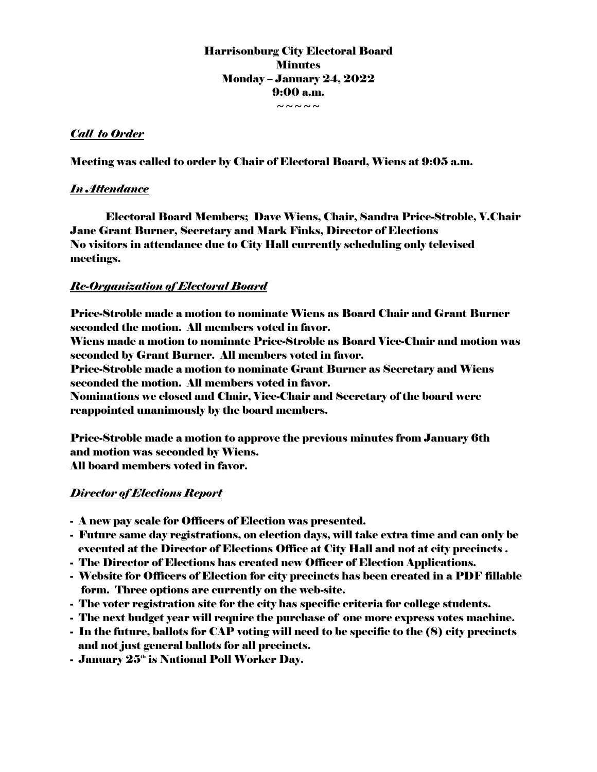**Harrisonburg City Electoral Board**
**Minutes**
**Monday – January 24, 2022**
**9:00 a.m.**
~~~~~

### *Call to Order*

Meeting was called to order by Chair of Electoral Board, Wiens at 9:05 a.m.

### *In Attendance*

Electoral Board Members; Dave Wiens, Chair, Sandra Price-Stroble, V.Chair Jane Grant Burner, Secretary and Mark Finks, Director of Elections
No visitors in attendance due to City Hall currently scheduling only televised meetings.

### *Re-Organization of Electoral Board*

Price-Stroble made a motion to nominate Wiens as Board Chair and Grant Burner seconded the motion. All members voted in favor.
Wiens made a motion to nominate Price-Stroble as Board Vice-Chair and motion was seconded by Grant Burner. All members voted in favor.
Price-Stroble made a motion to nominate Grant Burner as Secretary and Wiens seconded the motion. All members voted in favor.
Nominations we closed and Chair, Vice-Chair and Secretary of the board were reappointed unanimously by the board members.

Price-Stroble made a motion to approve the previous minutes from January 6th and motion was seconded by Wiens.
All board members voted in favor.

### *Director of Elections Report*

- A new pay scale for Officers of Election was presented.
- Future same day registrations, on election days, will take extra time and can only be executed at the Director of Elections Office at City Hall and not at city precincts .
- The Director of Elections has created new Officer of Election Applications.
- Website for Officers of Election for city precincts has been created in a PDF fillable form. Three options are currently on the web-site.
- The voter registration site for the city has specific criteria for college students.
- The next budget year will require the purchase of one more express votes machine.
- In the future, ballots for CAP voting will need to be specific to the (8) city precincts and not just general ballots for all precincts.
- January 25th is National Poll Worker Day.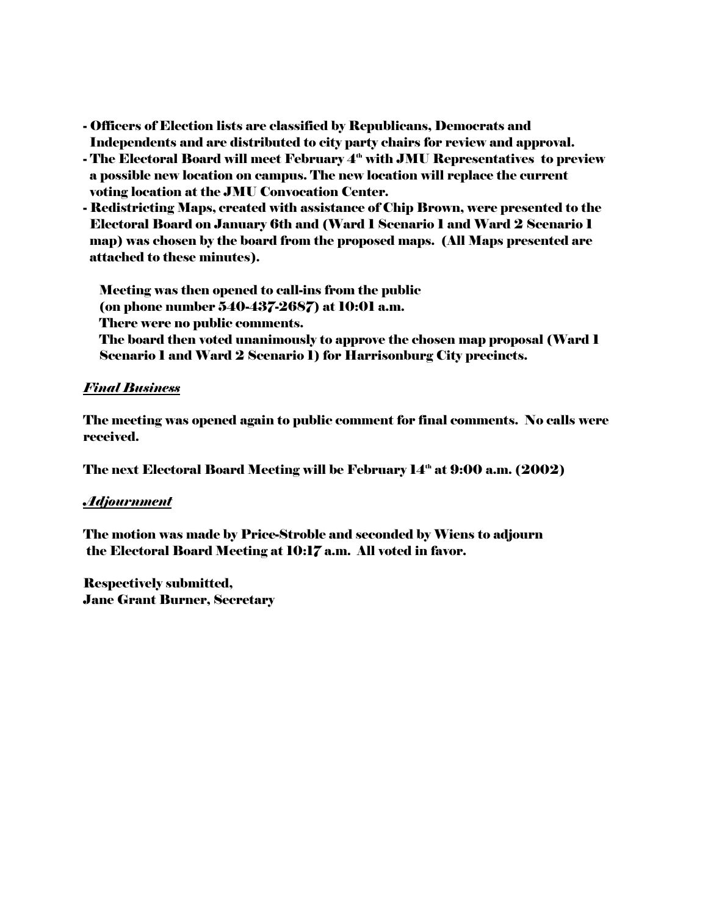- Officers of Election lists are classified by Republicans, Democrats and Independents and are distributed to city party chairs for review and approval.
- The Electoral Board will meet February 4th with JMU Representatives to preview a possible new location on campus. The new location will replace the current voting location at the JMU Convocation Center.
- Redistricting Maps, created with assistance of Chip Brown, were presented to the Electoral Board on January 6th and (Ward 1 Scenario 1 and Ward 2 Scenario 1 map) was chosen by the board from the proposed maps. (All Maps presented are attached to these minutes).

Meeting was then opened to call-ins from the public (on phone number 540-437-2687) at 10:01 a.m.
There were no public comments.
The board then voted unanimously to approve the chosen map proposal (Ward 1 Scenario 1 and Ward 2 Scenario 1) for Harrisonburg City precincts.

***Final Business***

The meeting was opened again to public comment for final comments. No calls were received.

The next Electoral Board Meeting will be February 14th at 9:00 a.m. (2002)

***Adjournment***

The motion was made by Price-Stroble and seconded by Wiens to adjourn the Electoral Board Meeting at 10:17 a.m. All voted in favor.

Respectively submitted,
Jane Grant Burner, Secretary